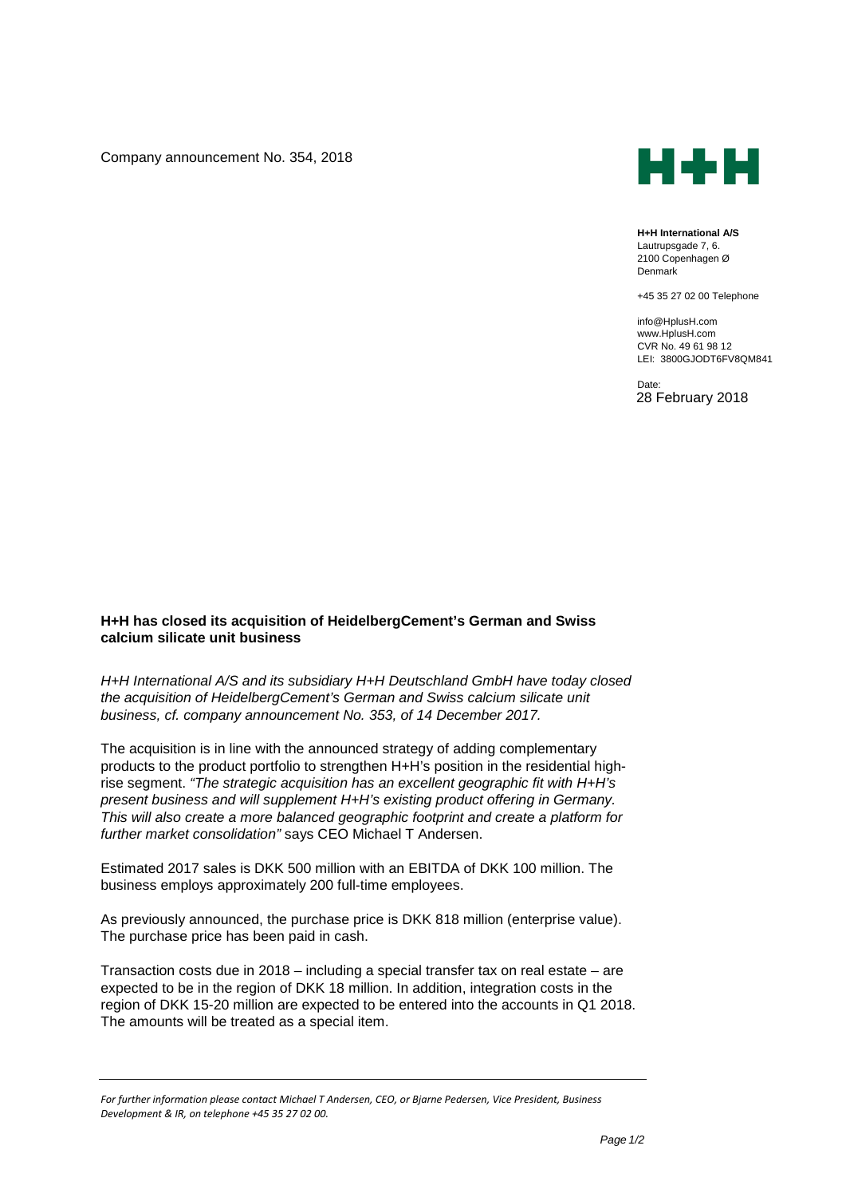Company announcement No. 354, 2018

**H+H International A/S**
Lautrupsgade 7, 6.
2100 Copenhagen Ø
Denmark

+45 35 27 02 00 Telephone

info@HplusH.com
www.HplusH.com
CVR No. 49 61 98 12
LEI: 3800GJODT6FV8QM841

Date:
28 February 2018

**H+H has closed its acquisition of HeidelbergCement's German and Swiss calcium silicate unit business**

*H+H International A/S and its subsidiary H+H Deutschland GmbH have today closed the acquisition of HeidelbergCement's German and Swiss calcium silicate unit business, cf. company announcement No. 353, of 14 December 2017.*

The acquisition is in line with the announced strategy of adding complementary products to the product portfolio to strengthen H+H's position in the residential high-rise segment. *"The strategic acquisition has an excellent geographic fit with H+H's present business and will supplement H+H's existing product offering in Germany. This will also create a more balanced geographic footprint and create a platform for further market consolidation"* says CEO Michael T Andersen.

Estimated 2017 sales is DKK 500 million with an EBITDA of DKK 100 million. The business employs approximately 200 full-time employees.

As previously announced, the purchase price is DKK 818 million (enterprise value). The purchase price has been paid in cash.

Transaction costs due in 2018 – including a special transfer tax on real estate – are expected to be in the region of DKK 18 million. In addition, integration costs in the region of DKK 15-20 million are expected to be entered into the accounts in Q1 2018. The amounts will be treated as a special item.

*For further information please contact Michael T Andersen, CEO, or Bjarne Pedersen, Vice President, Business Development & IR, on telephone +45 35 27 02 00.*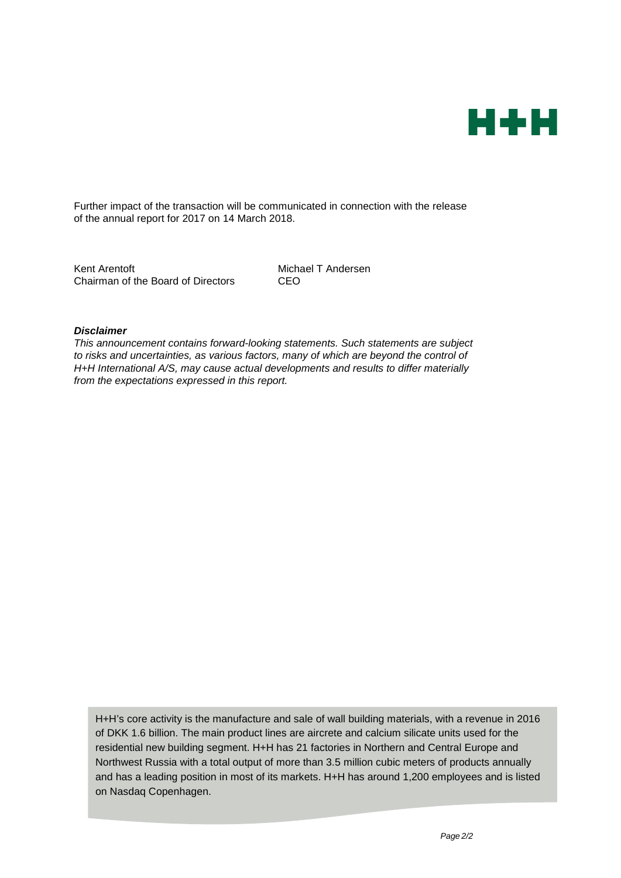Further impact of the transaction will be communicated in connection with the release of the annual report for 2017 on 14 March 2018.

Kent Arentoft
Chairman of the Board of Directors

Michael T Andersen
CEO

***Disclaimer***

*This announcement contains forward-looking statements. Such statements are subject to risks and uncertainties, as various factors, many of which are beyond the control of H+H International A/S, may cause actual developments and results to differ materially from the expectations expressed in this report.*

H+H's core activity is the manufacture and sale of wall building materials, with a revenue in 2016 of DKK 1.6 billion. The main product lines are aircrete and calcium silicate units used for the residential new building segment. H+H has 21 factories in Northern and Central Europe and Northwest Russia with a total output of more than 3.5 million cubic meters of products annually and has a leading position in most of its markets. H+H has around 1,200 employees and is listed on Nasdaq Copenhagen.